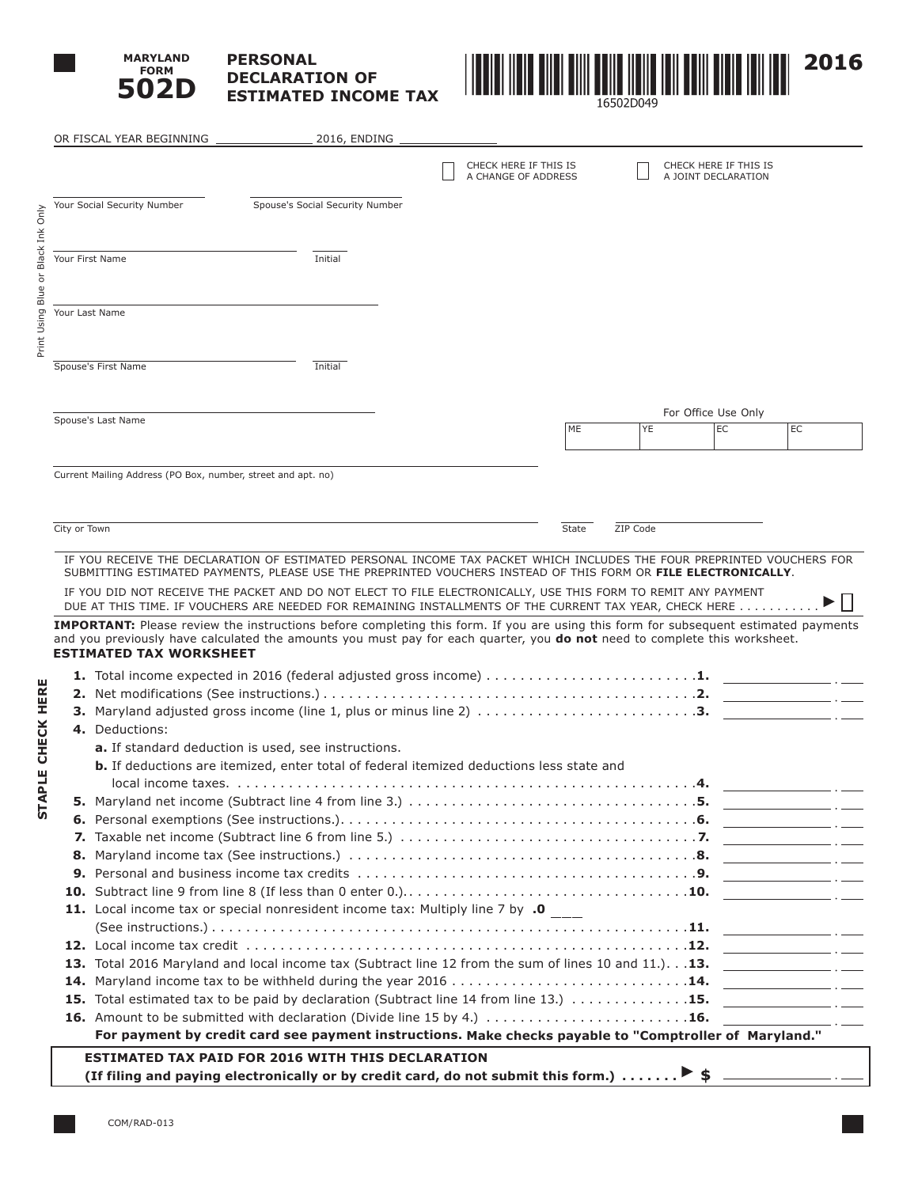MARYLAND FORM

# 502D

## PERSONAL DECLARATION OF ESTIMATED INCOME TAX

16502D049

**2016**

OR FISCAL YEAR BEGINNING _____________ 2016, ENDING _____________

☐ CHECK HERE IF THIS IS A CHANGE OF ADDRESS

☐ CHECK HERE IF THIS IS A JOINT DECLARATION

Your Social Security Number ____________ Spouse's Social Security Number ____________

Your First Name ____________ Initial ____

Your Last Name ____________

Spouse's First Name ____________ Initial ____

Spouse's Last Name ____________

For Office Use Only

| ME | YE | EC | EC |
|---|---|---|---|
| | | | |

Current Mailing Address (PO Box, number, street and apt. no) ____________

City or Town ____________ State ____ ZIP Code ____________

Print Using Blue or Black Ink Only

IF YOU RECEIVE THE DECLARATION OF ESTIMATED PERSONAL INCOME TAX PACKET WHICH INCLUDES THE FOUR PREPRINTED VOUCHERS FOR SUBMITTING ESTIMATED PAYMENTS, PLEASE USE THE PREPRINTED VOUCHERS INSTEAD OF THIS FORM OR **FILE ELECTRONICALLY**.

IF YOU DID NOT RECEIVE THE PACKET AND DO NOT ELECT TO FILE ELECTRONICALLY, USE THIS FORM TO REMIT ANY PAYMENT DUE AT THIS TIME. IF VOUCHERS ARE NEEDED FOR REMAINING INSTALLMENTS OF THE CURRENT TAX YEAR, CHECK HERE . . . . . . . . . . . ► ☐

**IMPORTANT:** Please review the instructions before completing this form. If you are using this form for subsequent estimated payments and you previously have calculated the amounts you must pay for each quarter, you **do not** need to complete this worksheet.

**ESTIMATED TAX WORKSHEET**

**STAPLE CHECK HERE**

**1.** Total income expected in 2016 (federal adjusted gross income) . . . . . . . . . . . . . . . . . . . . . . . . . **1.** ________ . ___

**2.** Net modifications (See instructions.) . . . . . . . . . . . . . . . . . . . . . . . . . . . . . . . . . . . . . . . . . . . . **2.** ________ . ___

**3.** Maryland adjusted gross income (line 1, plus or minus line 2) . . . . . . . . . . . . . . . . . . . . . . . . . . **3.** ________ . ___

**4.** Deductions:

**a.** If standard deduction is used, see instructions.

**b.** If deductions are itemized, enter total of federal itemized deductions less state and local income taxes. . . . . . . . . . . . . . . . . . . . . . . . . . . . . . . . . . . . . . . . . . . . . . . . . . . . . . . **4.** ________ . ___

**5.** Maryland net income (Subtract line 4 from line 3.) . . . . . . . . . . . . . . . . . . . . . . . . . . . . . . . . . . **5.** ________ . ___

**6.** Personal exemptions (See instructions.). . . . . . . . . . . . . . . . . . . . . . . . . . . . . . . . . . . . . . . . . . **6.** ________ . ___

**7.** Taxable net income (Subtract line 6 from line 5.) . . . . . . . . . . . . . . . . . . . . . . . . . . . . . . . . . . . **7.** ________ . ___

**8.** Maryland income tax (See instructions.) . . . . . . . . . . . . . . . . . . . . . . . . . . . . . . . . . . . . . . . . . **8.** ________ . ___

**9.** Personal and business income tax credits . . . . . . . . . . . . . . . . . . . . . . . . . . . . . . . . . . . . . . . . **9.** ________ . ___

**10.** Subtract line 9 from line 8 (If less than 0 enter 0.). . . . . . . . . . . . . . . . . . . . . . . . . . . . . . . . . . **10.** ________ . ___

**11.** Local income tax or special nonresident income tax: Multiply line 7 by **.0** ___ (See instructions.) . . . . . . . . . . . . . . . . . . . . . . . . . . . . . . . . . . . . . . . . . . . . . . . . . . . . . . **11.** ________ . ___

**12.** Local income tax credit . . . . . . . . . . . . . . . . . . . . . . . . . . . . . . . . . . . . . . . . . . . . . . . . . . . . . **12.** ________ . ___

**13.** Total 2016 Maryland and local income tax (Subtract line 12 from the sum of lines 10 and 11.). . . **13.** ________ . ___

**14.** Maryland income tax to be withheld during the year 2016 . . . . . . . . . . . . . . . . . . . . . . . . . . . . **14.** ________ . ___

**15.** Total estimated tax to be paid by declaration (Subtract line 14 from line 13.) . . . . . . . . . . . . . . **15.** ________ . ___

**16.** Amount to be submitted with declaration (Divide line 15 by 4.) . . . . . . . . . . . . . . . . . . . . . . . . **16.** ________ . ___

**For payment by credit card see payment instructions. Make checks payable to "Comptroller of Maryland."**

**ESTIMATED TAX PAID FOR 2016 WITH THIS DECLARATION**
**(If filing and paying electronically or by credit card, do not submit this form.) . . . . . . . ► $** ________ . ___

COM/RAD-013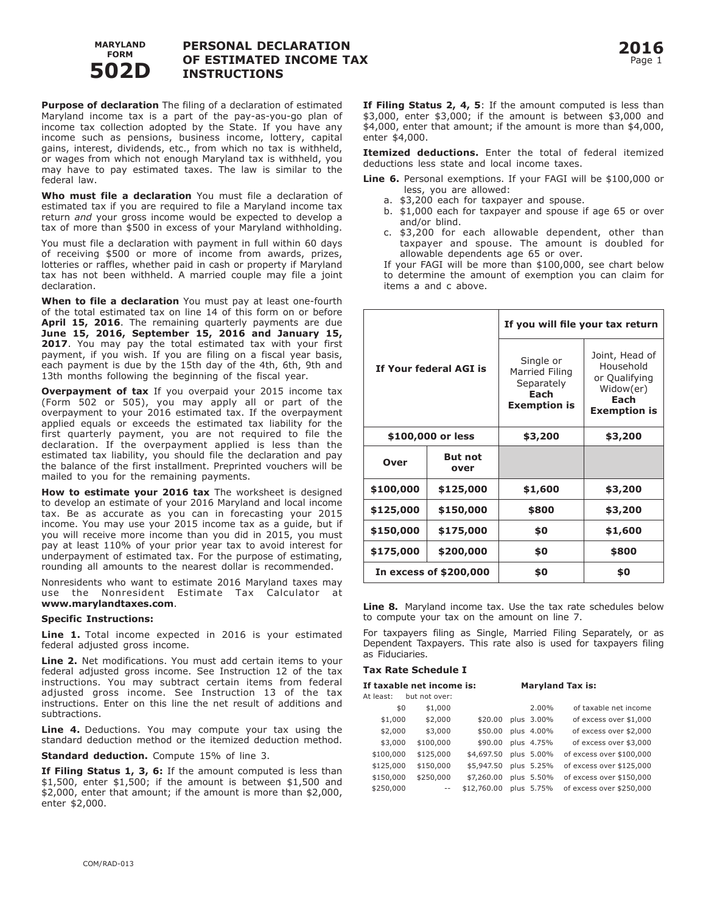# MARYLAND FORM 502D

# PERSONAL DECLARATION OF ESTIMATED INCOME TAX INSTRUCTIONS

# 2016

**Purpose of declaration** The filing of a declaration of estimated Maryland income tax is a part of the pay-as-you-go plan of income tax collection adopted by the State. If you have any income such as pensions, business income, lottery, capital gains, interest, dividends, etc., from which no tax is withheld, or wages from which not enough Maryland tax is withheld, you may have to pay estimated taxes. The law is similar to the federal law.

**Who must file a declaration** You must file a declaration of estimated tax if you are required to file a Maryland income tax return *and* your gross income would be expected to develop a tax of more than $500 in excess of your Maryland withholding.

You must file a declaration with payment in full within 60 days of receiving $500 or more of income from awards, prizes, lotteries or raffles, whether paid in cash or property if Maryland tax has not been withheld. A married couple may file a joint declaration.

**When to file a declaration** You must pay at least one-fourth of the total estimated tax on line 14 of this form on or before **April 15, 2016**. The remaining quarterly payments are due **June 15, 2016, September 15, 2016 and January 15, 2017**. You may pay the total estimated tax with your first payment, if you wish. If you are filing on a fiscal year basis, each payment is due by the 15th day of the 4th, 6th, 9th and 13th months following the beginning of the fiscal year.

**Overpayment of tax** If you overpaid your 2015 income tax (Form 502 or 505), you may apply all or part of the overpayment to your 2016 estimated tax. If the overpayment applied equals or exceeds the estimated tax liability for the first quarterly payment, you are not required to file the declaration. If the overpayment applied is less than the estimated tax liability, you should file the declaration and pay the balance of the first installment. Preprinted vouchers will be mailed to you for the remaining payments.

**How to estimate your 2016 tax** The worksheet is designed to develop an estimate of your 2016 Maryland and local income tax. Be as accurate as you can in forecasting your 2015 income. You may use your 2015 income tax as a guide, but if you will receive more income than you did in 2015, you must pay at least 110% of your prior year tax to avoid interest for underpayment of estimated tax. For the purpose of estimating, rounding all amounts to the nearest dollar is recommended.

Nonresidents who want to estimate 2016 Maryland taxes may use the Nonresident Estimate Tax Calculator at **www.marylandtaxes.com**.

**Specific Instructions:**

**Line 1.** Total income expected in 2016 is your estimated federal adjusted gross income.

**Line 2.** Net modifications. You must add certain items to your federal adjusted gross income. See Instruction 12 of the tax instructions. You may subtract certain items from federal adjusted gross income. See Instruction 13 of the tax instructions. Enter on this line the net result of additions and subtractions.

**Line 4.** Deductions. You may compute your tax using the standard deduction method or the itemized deduction method.

**Standard deduction.** Compute 15% of line 3.

**If Filing Status 1, 3, 6:** If the amount computed is less than $1,500, enter $1,500; if the amount is between $1,500 and $2,000, enter that amount; if the amount is more than $2,000, enter $2,000.

**If Filing Status 2, 4, 5**: If the amount computed is less than $3,000, enter $3,000; if the amount is between $3,000 and $4,000, enter that amount; if the amount is more than $4,000, enter $4,000.

**Itemized deductions.** Enter the total of federal itemized deductions less state and local income taxes.

**Line 6.** Personal exemptions. If your FAGI will be $100,000 or less, you are allowed:

- a. $3,200 each for taxpayer and spouse.
- b. $1,000 each for taxpayer and spouse if age 65 or over and/or blind.
- c. $3,200 for each allowable dependent, other than taxpayer and spouse. The amount is doubled for allowable dependents age 65 or over.

If your FAGI will be more than $100,000, see chart below to determine the amount of exemption you can claim for items a and c above.

| If Your federal AGI is | | If you will file your tax return | |
|---|---|---|---|
| | | Single or Married Filing Separately **Each Exemption is** | Joint, Head of Household or Qualifying Widow(er) **Each Exemption is** |
| **$100,000 or less** | | **$3,200** | **$3,200** |
| **Over** | **But not over** | | |
| **$100,000** | **$125,000** | **$1,600** | **$3,200** |
| **$125,000** | **$150,000** | **$800** | **$3,200** |
| **$150,000** | **$175,000** | **$0** | **$1,600** |
| **$175,000** | **$200,000** | **$0** | **$800** |
| **In excess of $200,000** | | **$0** | **$0** |

**Line 8.** Maryland income tax. Use the tax rate schedules below to compute your tax on the amount on line 7.

For taxpayers filing as Single, Married Filing Separately, or as Dependent Taxpayers. This rate also is used for taxpayers filing as Fiduciaries.

**Tax Rate Schedule I**

| If taxable net income is: At least: | but not over: | Maryland Tax is: | | |
|---|---|---|---|---|
| $0 | $1,000 | | 2.00% | of taxable net income |
| $1,000 | $2,000 | $20.00 | plus 3.00% | of excess over $1,000 |
| $2,000 | $3,000 | $50.00 | plus 4.00% | of excess over $2,000 |
| $3,000 | $100,000 | $90.00 | plus 4.75% | of excess over $3,000 |
| $100,000 | $125,000 | $4,697.50 | plus 5.00% | of excess over $100,000 |
| $125,000 | $150,000 | $5,947.50 | plus 5.25% | of excess over $125,000 |
| $150,000 | $250,000 | $7,260.00 | plus 5.50% | of excess over $150,000 |
| $250,000 | -- | $12,760.00 | plus 5.75% | of excess over $250,000 |

COM/RAD-013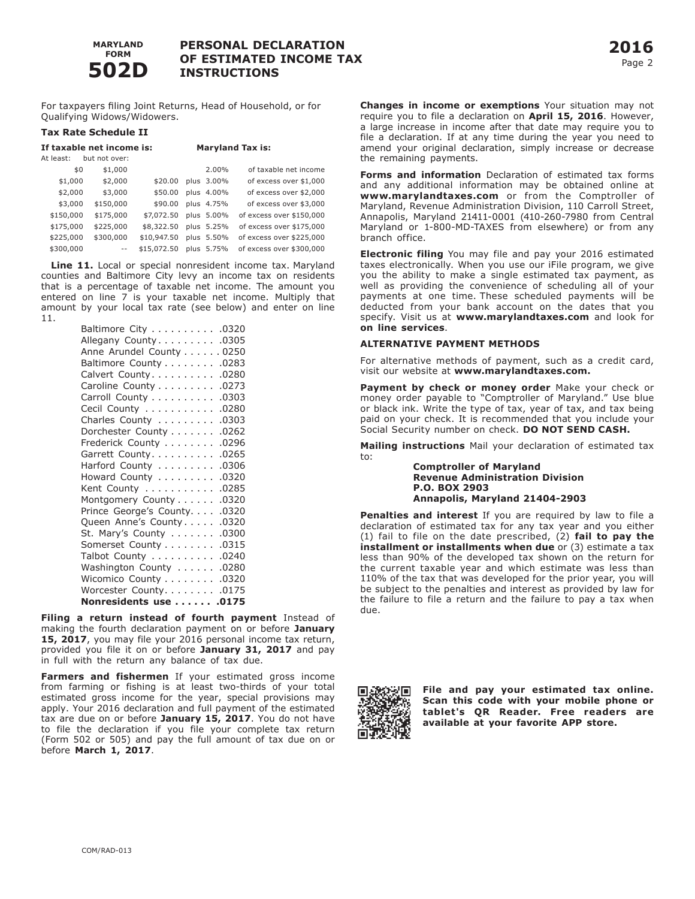# MARYLAND FORM 502D — PERSONAL DECLARATION OF ESTIMATED INCOME TAX INSTRUCTIONS — 2016

For taxpayers filing Joint Returns, Head of Household, or for Qualifying Widows/Widowers.

### Tax Rate Schedule II

| If taxable net income is: At least: | but not over: | Maryland Tax is: | | |
|---|---|---|---|---|
| $0 | $1,000 | | 2.00% | of taxable net income |
| $1,000 | $2,000 | $20.00 | plus 3.00% | of excess over $1,000 |
| $2,000 | $3,000 | $50.00 | plus 4.00% | of excess over $2,000 |
| $3,000 | $150,000 | $90.00 | plus 4.75% | of excess over $3,000 |
| $150,000 | $175,000 | $7,072.50 | plus 5.00% | of excess over $150,000 |
| $175,000 | $225,000 | $8,322.50 | plus 5.25% | of excess over $175,000 |
| $225,000 | $300,000 | $10,947.50 | plus 5.50% | of excess over $225,000 |
| $300,000 | -- | $15,072.50 | plus 5.75% | of excess over $300,000 |

**Line 11.** Local or special nonresident income tax. Maryland counties and Baltimore City levy an income tax on residents that is a percentage of taxable net income. The amount you entered on line 7 is your taxable net income. Multiply that amount by your local tax rate (see below) and enter on line 11.

| | |
|---|---|
| Baltimore City | .0320 |
| Allegany County | .0305 |
| Anne Arundel County | .0250 |
| Baltimore County | .0283 |
| Calvert County | .0280 |
| Caroline County | .0273 |
| Carroll County | .0303 |
| Cecil County | .0280 |
| Charles County | .0303 |
| Dorchester County | .0262 |
| Frederick County | .0296 |
| Garrett County | .0265 |
| Harford County | .0306 |
| Howard County | .0320 |
| Kent County | .0285 |
| Montgomery County | .0320 |
| Prince George's County | .0320 |
| Queen Anne's County | .0320 |
| St. Mary's County | .0300 |
| Somerset County | .0315 |
| Talbot County | .0240 |
| Washington County | .0280 |
| Wicomico County | .0320 |
| Worcester County | .0175 |
| **Nonresidents use** | **.0175** |

**Filing a return instead of fourth payment** Instead of making the fourth declaration payment on or before **January 15, 2017**, you may file your 2016 personal income tax return, provided you file it on or before **January 31, 2017** and pay in full with the return any balance of tax due.

**Farmers and fishermen** If your estimated gross income from farming or fishing is at least two-thirds of your total estimated gross income for the year, special provisions may apply. Your 2016 declaration and full payment of the estimated tax are due on or before **January 15, 2017**. You do not have to file the declaration if you file your complete tax return (Form 502 or 505) and pay the full amount of tax due on or before **March 1, 2017**.

**Changes in income or exemptions** Your situation may not require you to file a declaration on **April 15, 2016**. However, a large increase in income after that date may require you to file a declaration. If at any time during the year you need to amend your original declaration, simply increase or decrease the remaining payments.

**Forms and information** Declaration of estimated tax forms and any additional information may be obtained online at **www.marylandtaxes.com** or from the Comptroller of Maryland, Revenue Administration Division, 110 Carroll Street, Annapolis, Maryland 21411-0001 (410-260-7980 from Central Maryland or 1-800-MD-TAXES from elsewhere) or from any branch office.

**Electronic filing** You may file and pay your 2016 estimated taxes electronically. When you use our iFile program, we give you the ability to make a single estimated tax payment, as well as providing the convenience of scheduling all of your payments at one time. These scheduled payments will be deducted from your bank account on the dates that you specify. Visit us at **www.marylandtaxes.com** and look for **on line services**.

**ALTERNATIVE PAYMENT METHODS**

For alternative methods of payment, such as a credit card, visit our website at **www.marylandtaxes.com.**

**Payment by check or money order** Make your check or money order payable to "Comptroller of Maryland." Use blue or black ink. Write the type of tax, year of tax, and tax being paid on your check. It is recommended that you include your Social Security number on check. **DO NOT SEND CASH.**

**Mailing instructions** Mail your declaration of estimated tax to:

**Comptroller of Maryland**
**Revenue Administration Division**
**P.O. BOX 2903**
**Annapolis, Maryland 21404-2903**

**Penalties and interest** If you are required by law to file a declaration of estimated tax for any tax year and you either (1) fail to file on the date prescribed, (2) **fail to pay the installment or installments when due** or (3) estimate a tax less than 90% of the developed tax shown on the return for the current taxable year and which estimate was less than 110% of the tax that was developed for the prior year, you will be subject to the penalties and interest as provided by law for the failure to file a return and the failure to pay a tax when due.

**File and pay your estimated tax online. Scan this code with your mobile phone or tablet's QR Reader. Free readers are available at your favorite APP store.**

COM/RAD-013